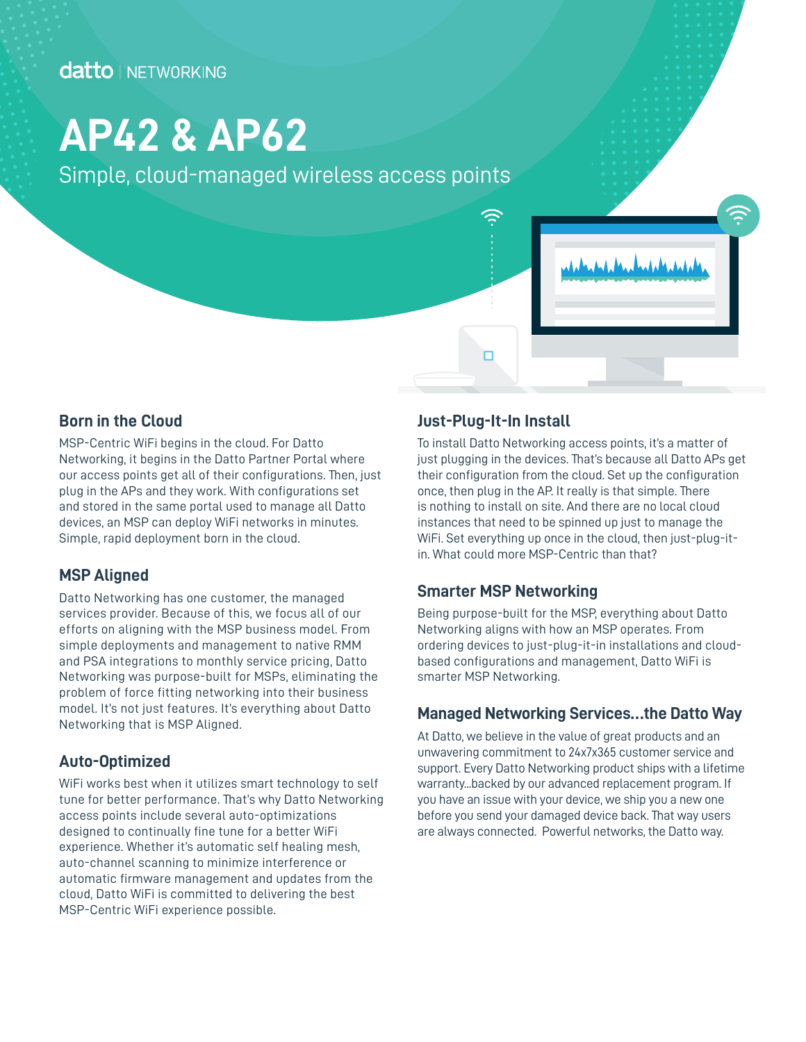datto | NETWORKING

# AP42 & AP62

Simple, cloud-managed wireless access points

## Born in the Cloud

MSP-Centric WiFi begins in the cloud. For Datto Networking, it begins in the Datto Partner Portal where our access points get all of their configurations. Then, just plug in the APs and they work. With configurations set and stored in the same portal used to manage all Datto devices, an MSP can deploy WiFi networks in minutes. Simple, rapid deployment born in the cloud.

## MSP Aligned

Datto Networking has one customer, the managed services provider. Because of this, we focus all of our efforts on aligning with the MSP business model. From simple deployments and management to native RMM and PSA integrations to monthly service pricing, Datto Networking was purpose-built for MSPs, eliminating the problem of force fitting networking into their business model. It's not just features. It's everything about Datto Networking that is MSP Aligned.

## Auto-Optimized

WiFi works best when it utilizes smart technology to self tune for better performance. That's why Datto Networking access points include several auto-optimizations designed to continually fine tune for a better WiFi experience. Whether it's automatic self healing mesh, auto-channel scanning to minimize interference or automatic firmware management and updates from the cloud, Datto WiFi is committed to delivering the best MSP-Centric WiFi experience possible.

## Just-Plug-It-In Install

To install Datto Networking access points, it's a matter of just plugging in the devices. That's because all Datto APs get their configuration from the cloud. Set up the configuration once, then plug in the AP. It really is that simple. There is nothing to install on site. And there are no local cloud instances that need to be spinned up just to manage the WiFi. Set everything up once in the cloud, then just-plug-it-in. What could more MSP-Centric than that?

## Smarter MSP Networking

Being purpose-built for the MSP, everything about Datto Networking aligns with how an MSP operates. From ordering devices to just-plug-it-in installations and cloud-based configurations and management, Datto WiFi is smarter MSP Networking.

## Managed Networking Services...the Datto Way

At Datto, we believe in the value of great products and an unwavering commitment to 24x7x365 customer service and support. Every Datto Networking product ships with a lifetime warranty...backed by our advanced replacement program. If you have an issue with your device, we ship you a new one before you send your damaged device back. That way users are always connected. Powerful networks, the Datto way.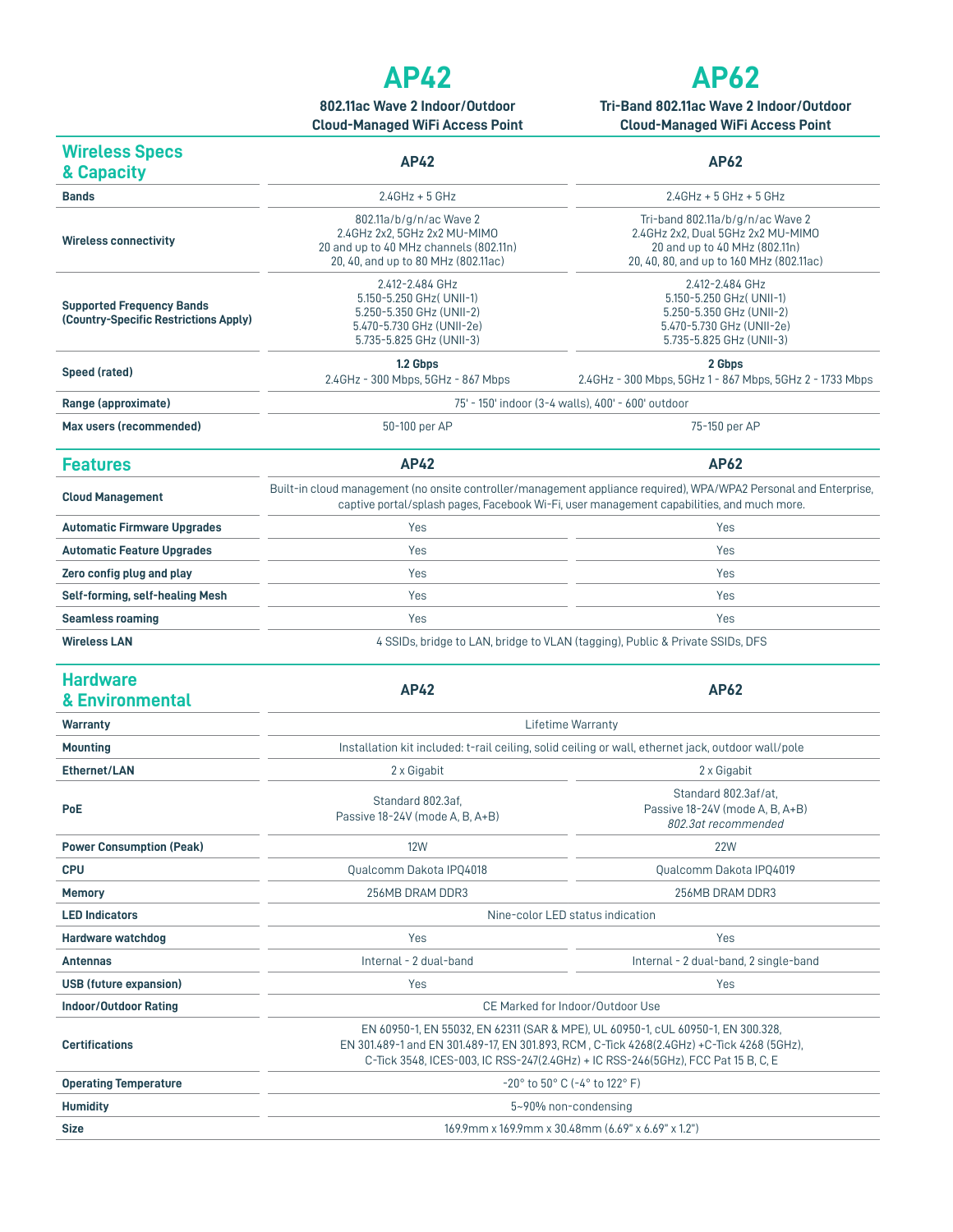# AP42

**802.11ac Wave 2 Indoor/Outdoor Cloud-Managed WiFi Access Point**

# AP62

**Tri-Band 802.11ac Wave 2 Indoor/Outdoor Cloud-Managed WiFi Access Point**

| Wireless Specs & Capacity | AP42 | AP62 |
|---|---|---|
| **Bands** | 2.4GHz + 5 GHz | 2.4GHz + 5 GHz + 5 GHz |
| **Wireless connectivity** | 802.11a/b/g/n/ac Wave 2<br>2.4GHz 2x2, 5GHz 2x2 MU-MIMO<br>20 and up to 40 MHz channels (802.11n)<br>20, 40, and up to 80 MHz (802.11ac) | Tri-band 802.11a/b/g/n/ac Wave 2<br>2.4GHz 2x2, Dual 5GHz 2x2 MU-MIMO<br>20 and up to 40 MHz (802.11n)<br>20, 40, 80, and up to 160 MHz (802.11ac) |
| **Supported Frequency Bands (Country-Specific Restrictions Apply)** | 2.412-2.484 GHz<br>5.150-5.250 GHz( UNII-1)<br>5.250-5.350 GHz (UNII-2)<br>5.470-5.730 GHz (UNII-2e)<br>5.735-5.825 GHz (UNII-3) | 2.412-2.484 GHz<br>5.150-5.250 GHz( UNII-1)<br>5.250-5.350 GHz (UNII-2)<br>5.470-5.730 GHz (UNII-2e)<br>5.735-5.825 GHz (UNII-3) |
| **Speed (rated)** | **1.2 Gbps**<br>2.4GHz - 300 Mbps, 5GHz - 867 Mbps | **2 Gbps**<br>2.4GHz - 300 Mbps, 5GHz 1 - 867 Mbps, 5GHz 2 - 1733 Mbps |
| **Range (approximate)** | 75' - 150' indoor (3-4 walls), 400' - 600' outdoor | |
| **Max users (recommended)** | 50-100 per AP | 75-150 per AP |

| Features | AP42 | AP62 |
|---|---|---|
| **Cloud Management** | Built-in cloud management (no onsite controller/management appliance required), WPA/WPA2 Personal and Enterprise, captive portal/splash pages, Facebook Wi-Fi, user management capabilities, and much more. | |
| **Automatic Firmware Upgrades** | Yes | Yes |
| **Automatic Feature Upgrades** | Yes | Yes |
| **Zero config plug and play** | Yes | Yes |
| **Self-forming, self-healing Mesh** | Yes | Yes |
| **Seamless roaming** | Yes | Yes |
| **Wireless LAN** | 4 SSIDs, bridge to LAN, bridge to VLAN (tagging), Public & Private SSIDs, DFS | |

| Hardware & Environmental | AP42 | AP62 |
|---|---|---|
| **Warranty** | Lifetime Warranty | |
| **Mounting** | Installation kit included: t-rail ceiling, solid ceiling or wall, ethernet jack, outdoor wall/pole | |
| **Ethernet/LAN** | 2 x Gigabit | 2 x Gigabit |
| **PoE** | Standard 802.3af,<br>Passive 18-24V (mode A, B, A+B) | Standard 802.3af/at,<br>Passive 18-24V (mode A, B, A+B)<br>*802.3at recommended* |
| **Power Consumption (Peak)** | 12W | 22W |
| **CPU** | Qualcomm Dakota IPQ4018 | Qualcomm Dakota IPQ4019 |
| **Memory** | 256MB DRAM DDR3 | 256MB DRAM DDR3 |
| **LED Indicators** | Nine-color LED status indication | |
| **Hardware watchdog** | Yes | Yes |
| **Antennas** | Internal - 2 dual-band | Internal - 2 dual-band, 2 single-band |
| **USB (future expansion)** | Yes | Yes |
| **Indoor/Outdoor Rating** | CE Marked for Indoor/Outdoor Use | |
| **Certifications** | EN 60950-1, EN 55032, EN 62311 (SAR & MPE), UL 60950-1, cUL 60950-1, EN 300.328, EN 301.489-1 and EN 301.489-17, EN 301.893, RCM , C-Tick 4268(2.4GHz) +C-Tick 4268 (5GHz), C-Tick 3548, ICES-003, IC RSS-247(2.4GHz) + IC RSS-246(5GHz), FCC Pat 15 B, C, E | |
| **Operating Temperature** | -20° to 50° C (-4° to 122° F) | |
| **Humidity** | 5~90% non-condensing | |
| **Size** | 169.9mm x 169.9mm x 30.48mm (6.69" x 6.69" x 1.2") | |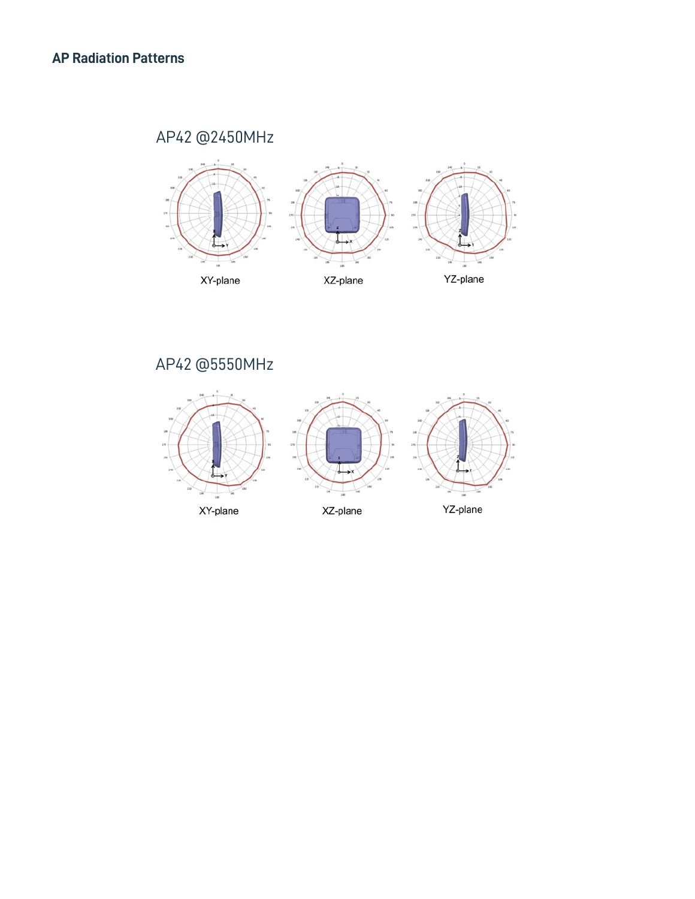## AP Radiation Patterns

### AP42 @2450MHz

XY-plane

XZ-plane

YZ-plane

### AP42 @5550MHz

XY-plane

XZ-plane

YZ-plane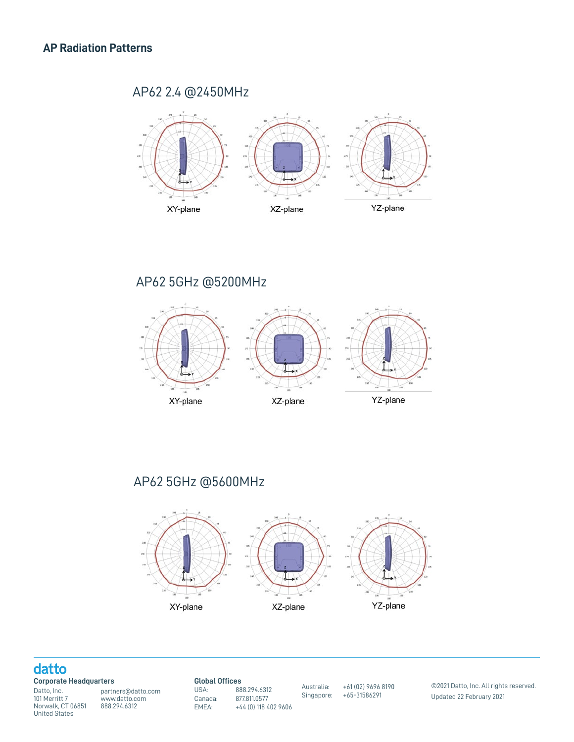## AP Radiation Patterns

### AP62 2.4 @2450MHz

XY-plane

XZ-plane

YZ-plane

### AP62 5GHz @5200MHz

XY-plane

XZ-plane

YZ-plane

### AP62 5GHz @5600MHz

XY-plane

XZ-plane

YZ-plane

datto

**Corporate Headquarters**

Datto, Inc.
101 Merritt 7
Norwalk, CT 06851
United States

partners@datto.com
www.datto.com
888.294.6312

**Global Offices**

USA: 888.294.6312
Canada: 877.811.0577
EMEA: +44 (0) 118 402 9606

Australia: +61 (02) 9696 8190
Singapore: +65-31586291

©2021 Datto, Inc. All rights reserved.
Updated 22 February 2021